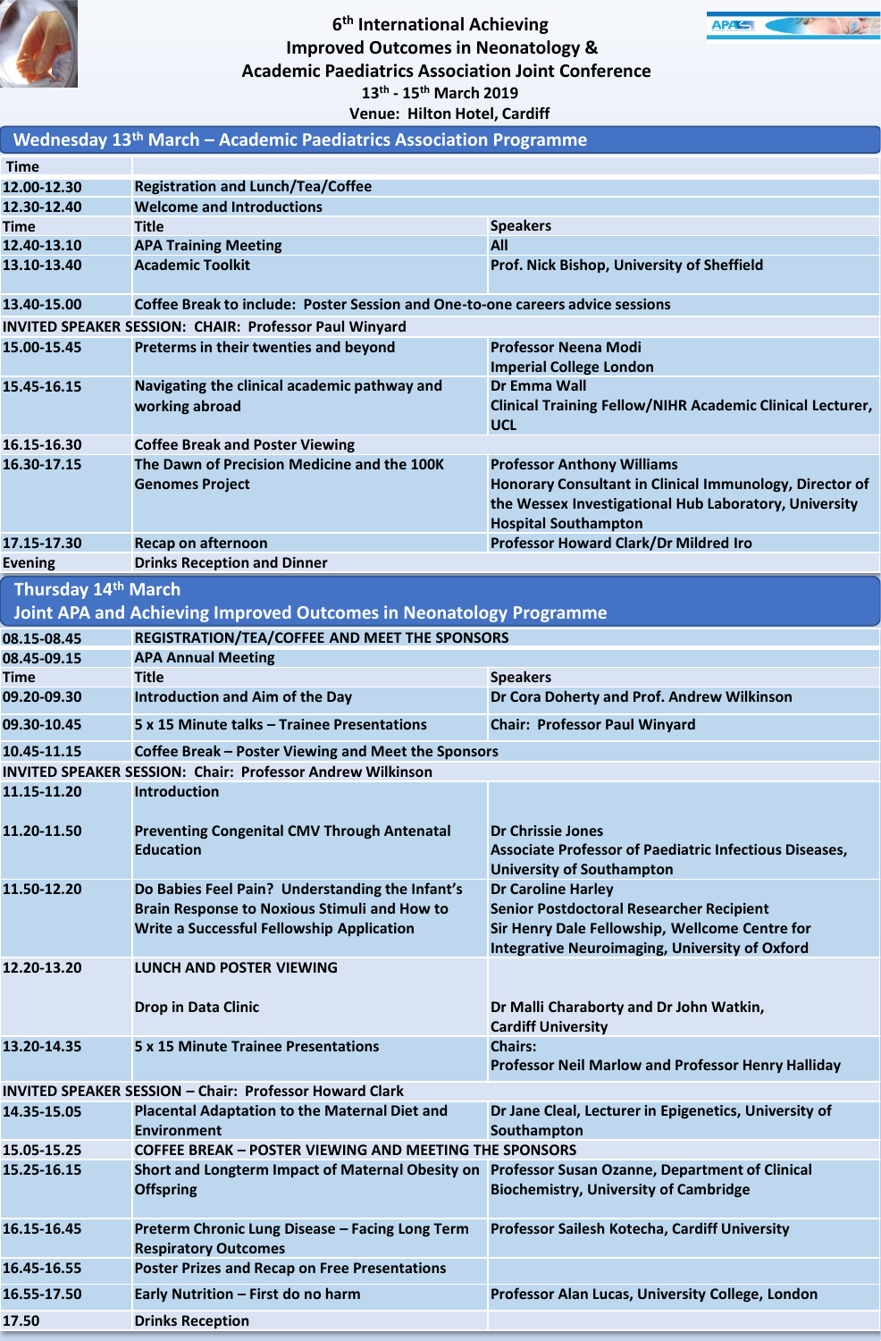# 6th International Achieving Improved Outcomes in Neonatology & Academic Paediatrics Association Joint Conference

13th - 15th March 2019

Venue: Hilton Hotel, Cardiff

## Wednesday 13th March – Academic Paediatrics Association Programme

| Time | | |
|---|---|---|
| 12.00-12.30 | Registration and Lunch/Tea/Coffee | |
| 12.30-12.40 | Welcome and Introductions | |
| Time | Title | Speakers |
| 12.40-13.10 | APA Training Meeting | All |
| 13.10-13.40 | Academic Toolkit | Prof. Nick Bishop, University of Sheffield |
| 13.40-15.00 | Coffee Break to include: Poster Session and One-to-one careers advice sessions | |
| INVITED SPEAKER SESSION: CHAIR: Professor Paul Winyard | | |
| 15.00-15.45 | Preterms in their twenties and beyond | Professor Neena Modi<br>Imperial College London |
| 15.45-16.15 | Navigating the clinical academic pathway and working abroad | Dr Emma Wall<br>Clinical Training Fellow/NIHR Academic Clinical Lecturer, UCL |
| 16.15-16.30 | Coffee Break and Poster Viewing | |
| 16.30-17.15 | The Dawn of Precision Medicine and the 100K Genomes Project | Professor Anthony Williams<br>Honorary Consultant in Clinical Immunology, Director of the Wessex Investigational Hub Laboratory, University Hospital Southampton |
| 17.15-17.30 | Recap on afternoon | Professor Howard Clark/Dr Mildred Iro |
| Evening | Drinks Reception and Dinner | |

## Thursday 14th March
## Joint APA and Achieving Improved Outcomes in Neonatology Programme

| Time | Title | Speakers |
|---|---|---|
| 08.15-08.45 | REGISTRATION/TEA/COFFEE AND MEET THE SPONSORS | |
| 08.45-09.15 | APA Annual Meeting | |
| Time | Title | Speakers |
| 09.20-09.30 | Introduction and Aim of the Day | Dr Cora Doherty and Prof. Andrew Wilkinson |
| 09.30-10.45 | 5 x 15 Minute talks – Trainee Presentations | Chair: Professor Paul Winyard |
| 10.45-11.15 | Coffee Break – Poster Viewing and Meet the Sponsors | |
| INVITED SPEAKER SESSION: Chair: Professor Andrew Wilkinson | | |
| 11.15-11.20 | Introduction | |
| 11.20-11.50 | Preventing Congenital CMV Through Antenatal Education | Dr Chrissie Jones<br>Associate Professor of Paediatric Infectious Diseases, University of Southampton |
| 11.50-12.20 | Do Babies Feel Pain? Understanding the Infant's Brain Response to Noxious Stimuli and How to Write a Successful Fellowship Application | Dr Caroline Harley<br>Senior Postdoctoral Researcher Recipient<br>Sir Henry Dale Fellowship, Wellcome Centre for Integrative Neuroimaging, University of Oxford |
| 12.20-13.20 | LUNCH AND POSTER VIEWING<br><br>Drop in Data Clinic | Dr Malli Charaborty and Dr John Watkin, Cardiff University |
| 13.20-14.35 | 5 x 15 Minute Trainee Presentations | Chairs:<br>Professor Neil Marlow and Professor Henry Halliday |
| INVITED SPEAKER SESSION – Chair: Professor Howard Clark | | |
| 14.35-15.05 | Placental Adaptation to the Maternal Diet and Environment | Dr Jane Cleal, Lecturer in Epigenetics, University of Southampton |
| 15.05-15.25 | COFFEE BREAK – POSTER VIEWING AND MEETING THE SPONSORS | |
| 15.25-16.15 | Short and Longterm Impact of Maternal Obesity on Offspring | Professor Susan Ozanne, Department of Clinical Biochemistry, University of Cambridge |
| 16.15-16.45 | Preterm Chronic Lung Disease – Facing Long Term Respiratory Outcomes | Professor Sailesh Kotecha, Cardiff University |
| 16.45-16.55 | Poster Prizes and Recap on Free Presentations | |
| 16.55-17.50 | Early Nutrition – First do no harm | Professor Alan Lucas, University College, London |
| 17.50 | Drinks Reception | |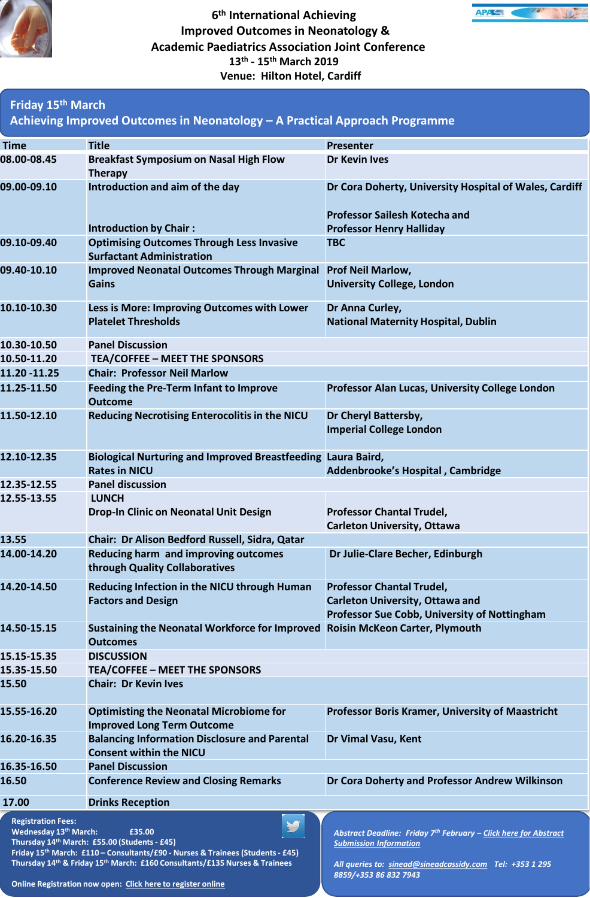# 6th International Achieving Improved Outcomes in Neonatology & Academic Paediatrics Association Joint Conference

**13th - 15th March 2019**

**Venue: Hilton Hotel, Cardiff**

## Friday 15th March
## Achieving Improved Outcomes in Neonatology – A Practical Approach Programme

| Time | Title | Presenter |
|---|---|---|
| 08.00-08.45 | Breakfast Symposium on Nasal High Flow Therapy | Dr Kevin Ives |
| 09.00-09.10 | Introduction and aim of the day<br><br>Introduction by Chair : | Dr Cora Doherty, University Hospital of Wales, Cardiff<br><br>Professor Sailesh Kotecha and Professor Henry Halliday |
| 09.10-09.40 | Optimising Outcomes Through Less Invasive Surfactant Administration | TBC |
| 09.40-10.10 | Improved Neonatal Outcomes Through Marginal Gains | Prof Neil Marlow, University College, London |
| 10.10-10.30 | Less is More: Improving Outcomes with Lower Platelet Thresholds | Dr Anna Curley, National Maternity Hospital, Dublin |
| 10.30-10.50 | Panel Discussion | |
| 10.50-11.20 | TEA/COFFEE – MEET THE SPONSORS | |
| 11.20 -11.25 | Chair: Professor Neil Marlow | |
| 11.25-11.50 | Feeding the Pre-Term Infant to Improve Outcome | Professor Alan Lucas, University College London |
| 11.50-12.10 | Reducing Necrotising Enterocolitis in the NICU | Dr Cheryl Battersby, Imperial College London |
| 12.10-12.35 | Biological Nurturing and Improved Breastfeeding Rates in NICU | Laura Baird, Addenbrooke's Hospital , Cambridge |
| 12.35-12.55 | Panel discussion | |
| 12.55-13.55 | LUNCH<br>Drop-In Clinic on Neonatal Unit Design | Professor Chantal Trudel, Carleton University, Ottawa |
| 13.55 | Chair: Dr Alison Bedford Russell, Sidra, Qatar | |
| 14.00-14.20 | Reducing harm and improving outcomes through Quality Collaboratives | Dr Julie-Clare Becher, Edinburgh |
| 14.20-14.50 | Reducing Infection in the NICU through Human Factors and Design | Professor Chantal Trudel, Carleton University, Ottawa and Professor Sue Cobb, University of Nottingham |
| 14.50-15.15 | Sustaining the Neonatal Workforce for Improved Outcomes | Roisin McKeon Carter, Plymouth |
| 15.15-15.35 | DISCUSSION | |
| 15.35-15.50 | TEA/COFFEE – MEET THE SPONSORS | |
| 15.50 | Chair: Dr Kevin Ives | |
| 15.55-16.20 | Optimisting the Neonatal Microbiome for Improved Long Term Outcome | Professor Boris Kramer, University of Maastricht |
| 16.20-16.35 | Balancing Information Disclosure and Parental Consent within the NICU | Dr Vimal Vasu, Kent |
| 16.35-16.50 | Panel Discussion | |
| 16.50 | Conference Review and Closing Remarks | Dr Cora Doherty and Professor Andrew Wilkinson |
| 17.00 | Drinks Reception | |

**Registration Fees:**
**Wednesday 13th March: £35.00**
**Thursday 14th March: £55.00 (Students - £45)**
**Friday 15th March: £110 – Consultants/£90 - Nurses & Trainees (Students - £45)**
**Thursday 14th & Friday 15th March: £160 Consultants/£135 Nurses & Trainees**

**Online Registration now open: Click here to register online**

*Abstract Deadline: Friday 7th February – Click here for Abstract Submission Information*

*All queries to: sinead@sineadcassidy.com Tel: +353 1 295 8859/+353 86 832 7943*